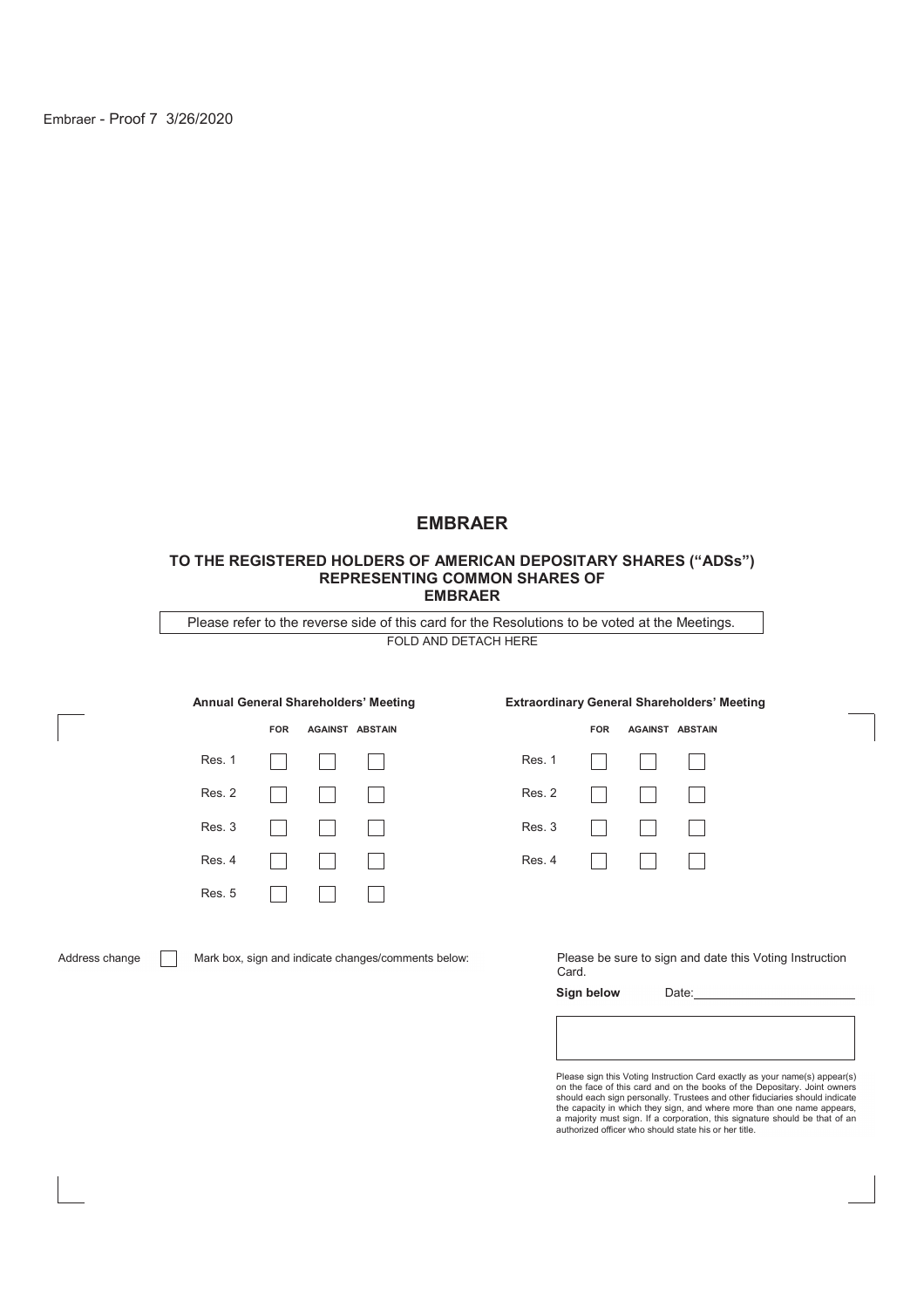Embraer - Proof 7 3/26/2020

# EMBRAER

### TO THE REGISTERED HOLDERS OF AMERICAN DEPOSITARY SHARES ("ADSs") REPRESENTING COMMON SHARES OF EMBRAER

Please refer to the reverse side of this card for the Resolutions to be voted at the Meetings.

FOLD AND DETACH HERE

**Annual General Shareholders' Meeting**

| | FOR | AGAINST | ABSTAIN |
|---|---|---|---|
| Res. 1 | ☐ | ☐ | ☐ |
| Res. 2 | ☐ | ☐ | ☐ |
| Res. 3 | ☐ | ☐ | ☐ |
| Res. 4 | ☐ | ☐ | ☐ |
| Res. 5 | ☐ | ☐ | ☐ |

**Extraordinary General Shareholders' Meeting**

| | FOR | AGAINST | ABSTAIN |
|---|---|---|---|
| Res. 1 | ☐ | ☐ | ☐ |
| Res. 2 | ☐ | ☐ | ☐ |
| Res. 3 | ☐ | ☐ | ☐ |
| Res. 4 | ☐ | ☐ | ☐ |

Address change ☐ Mark box, sign and indicate changes/comments below:

Please be sure to sign and date this Voting Instruction Card.

**Sign below** Date: ____________________

Please sign this Voting Instruction Card exactly as your name(s) appear(s) on the face of this card and on the books of the Depositary. Joint owners should each sign personally. Trustees and other fiduciaries should indicate the capacity in which they sign, and where more than one name appears, a majority must sign. If a corporation, this signature should be that of an authorized officer who should state his or her title.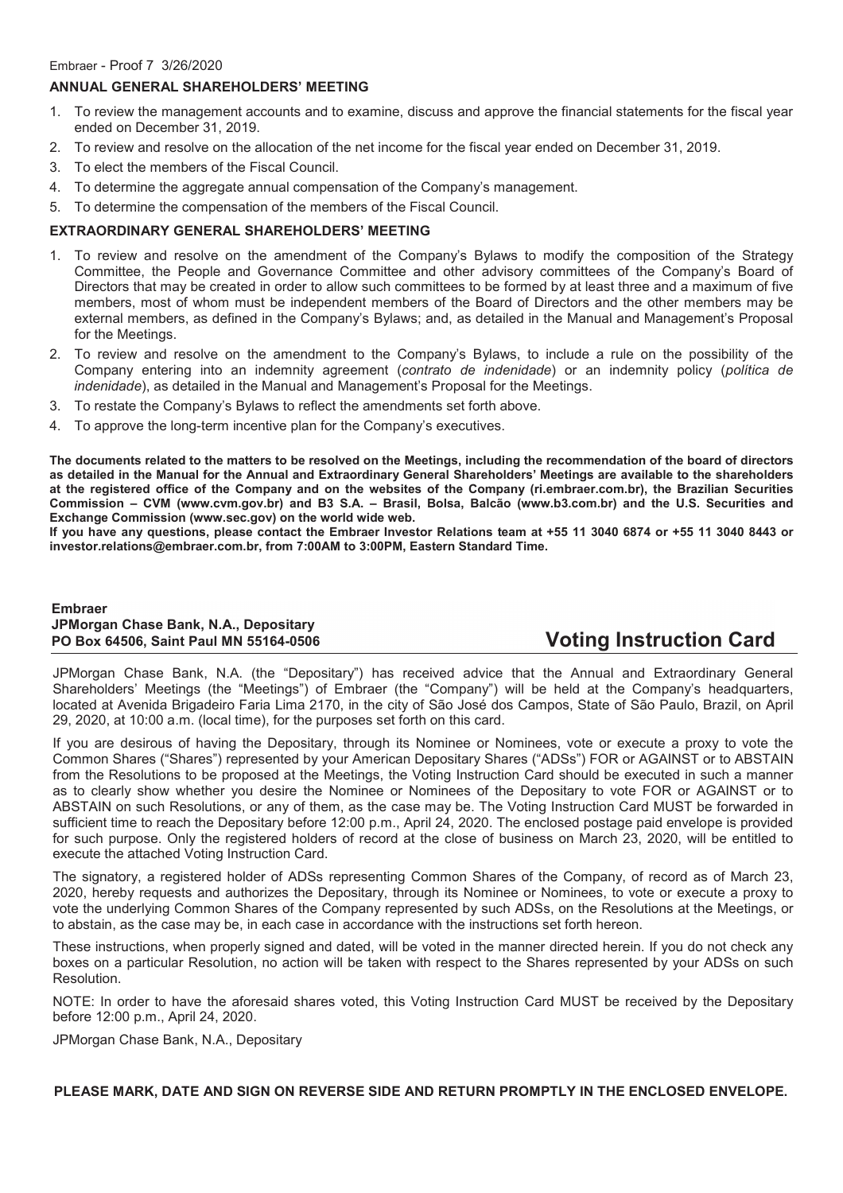## ANNUAL GENERAL SHAREHOLDERS' MEETING

1. To review the management accounts and to examine, discuss and approve the financial statements for the fiscal year ended on December 31, 2019.
2. To review and resolve on the allocation of the net income for the fiscal year ended on December 31, 2019.
3. To elect the members of the Fiscal Council.
4. To determine the aggregate annual compensation of the Company's management.
5. To determine the compensation of the members of the Fiscal Council.

## EXTRAORDINARY GENERAL SHAREHOLDERS' MEETING

1. To review and resolve on the amendment of the Company's Bylaws to modify the composition of the Strategy Committee, the People and Governance Committee and other advisory committees of the Company's Board of Directors that may be created in order to allow such committees to be formed by at least three and a maximum of five members, most of whom must be independent members of the Board of Directors and the other members may be external members, as defined in the Company's Bylaws; and, as detailed in the Manual and Management's Proposal for the Meetings.
2. To review and resolve on the amendment to the Company's Bylaws, to include a rule on the possibility of the Company entering into an indemnity agreement (*contrato de indenidade*) or an indemnity policy (*política de indenidade*), as detailed in the Manual and Management's Proposal for the Meetings.
3. To restate the Company's Bylaws to reflect the amendments set forth above.
4. To approve the long-term incentive plan for the Company's executives.

**The documents related to the matters to be resolved on the Meetings, including the recommendation of the board of directors as detailed in the Manual for the Annual and Extraordinary General Shareholders' Meetings are available to the shareholders at the registered office of the Company and on the websites of the Company (ri.embraer.com.br), the Brazilian Securities Commission – CVM (www.cvm.gov.br) and B3 S.A. – Brasil, Bolsa, Balcão (www.b3.com.br) and the U.S. Securities and Exchange Commission (www.sec.gov) on the world wide web.**

**If you have any questions, please contact the Embraer Investor Relations team at +55 11 3040 6874 or +55 11 3040 8443 or investor.relations@embraer.com.br, from 7:00AM to 3:00PM, Eastern Standard Time.**

**Embraer**
**JPMorgan Chase Bank, N.A., Depositary**
**PO Box 64506, Saint Paul MN 55164-0506**

# Voting Instruction Card

JPMorgan Chase Bank, N.A. (the "Depositary") has received advice that the Annual and Extraordinary General Shareholders' Meetings (the "Meetings") of Embraer (the "Company") will be held at the Company's headquarters, located at Avenida Brigadeiro Faria Lima 2170, in the city of São José dos Campos, State of São Paulo, Brazil, on April 29, 2020, at 10:00 a.m. (local time), for the purposes set forth on this card.

If you are desirous of having the Depositary, through its Nominee or Nominees, vote or execute a proxy to vote the Common Shares ("Shares") represented by your American Depositary Shares ("ADSs") FOR or AGAINST or to ABSTAIN from the Resolutions to be proposed at the Meetings, the Voting Instruction Card should be executed in such a manner as to clearly show whether you desire the Nominee or Nominees of the Depositary to vote FOR or AGAINST or to ABSTAIN on such Resolutions, or any of them, as the case may be. The Voting Instruction Card MUST be forwarded in sufficient time to reach the Depositary before 12:00 p.m., April 24, 2020. The enclosed postage paid envelope is provided for such purpose. Only the registered holders of record at the close of business on March 23, 2020, will be entitled to execute the attached Voting Instruction Card.

The signatory, a registered holder of ADSs representing Common Shares of the Company, of record as of March 23, 2020, hereby requests and authorizes the Depositary, through its Nominee or Nominees, to vote or execute a proxy to vote the underlying Common Shares of the Company represented by such ADSs, on the Resolutions at the Meetings, or to abstain, as the case may be, in each case in accordance with the instructions set forth hereon.

These instructions, when properly signed and dated, will be voted in the manner directed herein. If you do not check any boxes on a particular Resolution, no action will be taken with respect to the Shares represented by your ADSs on such Resolution.

NOTE: In order to have the aforesaid shares voted, this Voting Instruction Card MUST be received by the Depositary before 12:00 p.m., April 24, 2020.

JPMorgan Chase Bank, N.A., Depositary

**PLEASE MARK, DATE AND SIGN ON REVERSE SIDE AND RETURN PROMPTLY IN THE ENCLOSED ENVELOPE.**